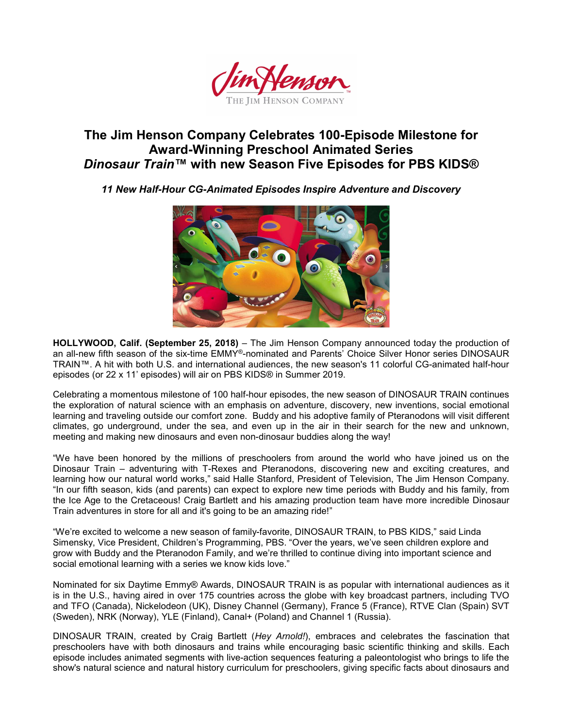# The Jim Henson Company Celebrates 100-Episode Milestone for Award-Winning Preschool Animated Series *Dinosaur Train™* with new Season Five Episodes for PBS KIDS®

***11 New Half-Hour CG-Animated Episodes Inspire Adventure and Discovery***

**HOLLYWOOD, Calif. (September 25, 2018)** – The Jim Henson Company announced today the production of an all-new fifth season of the six-time EMMY®-nominated and Parents' Choice Silver Honor series DINOSAUR TRAIN™. A hit with both U.S. and international audiences, the new season's 11 colorful CG-animated half-hour episodes (or 22 x 11' episodes) will air on PBS KIDS® in Summer 2019.

Celebrating a momentous milestone of 100 half-hour episodes, the new season of DINOSAUR TRAIN continues the exploration of natural science with an emphasis on adventure, discovery, new inventions, social emotional learning and traveling outside our comfort zone. Buddy and his adoptive family of Pteranodons will visit different climates, go underground, under the sea, and even up in the air in their search for the new and unknown, meeting and making new dinosaurs and even non-dinosaur buddies along the way!

"We have been honored by the millions of preschoolers from around the world who have joined us on the Dinosaur Train – adventuring with T-Rexes and Pteranodons, discovering new and exciting creatures, and learning how our natural world works," said Halle Stanford, President of Television, The Jim Henson Company. "In our fifth season, kids (and parents) can expect to explore new time periods with Buddy and his family, from the Ice Age to the Cretaceous! Craig Bartlett and his amazing production team have more incredible Dinosaur Train adventures in store for all and it's going to be an amazing ride!"

"We're excited to welcome a new season of family-favorite, DINOSAUR TRAIN, to PBS KIDS," said Linda Simensky, Vice President, Children's Programming, PBS. "Over the years, we've seen children explore and grow with Buddy and the Pteranodon Family, and we're thrilled to continue diving into important science and social emotional learning with a series we know kids love."

Nominated for six Daytime Emmy® Awards, DINOSAUR TRAIN is as popular with international audiences as it is in the U.S., having aired in over 175 countries across the globe with key broadcast partners, including TVO and TFO (Canada), Nickelodeon (UK), Disney Channel (Germany), France 5 (France), RTVE Clan (Spain) SVT (Sweden), NRK (Norway), YLE (Finland), Canal+ (Poland) and Channel 1 (Russia).

DINOSAUR TRAIN, created by Craig Bartlett (*Hey Arnold!*), embraces and celebrates the fascination that preschoolers have with both dinosaurs and trains while encouraging basic scientific thinking and skills. Each episode includes animated segments with live-action sequences featuring a paleontologist who brings to life the show's natural science and natural history curriculum for preschoolers, giving specific facts about dinosaurs and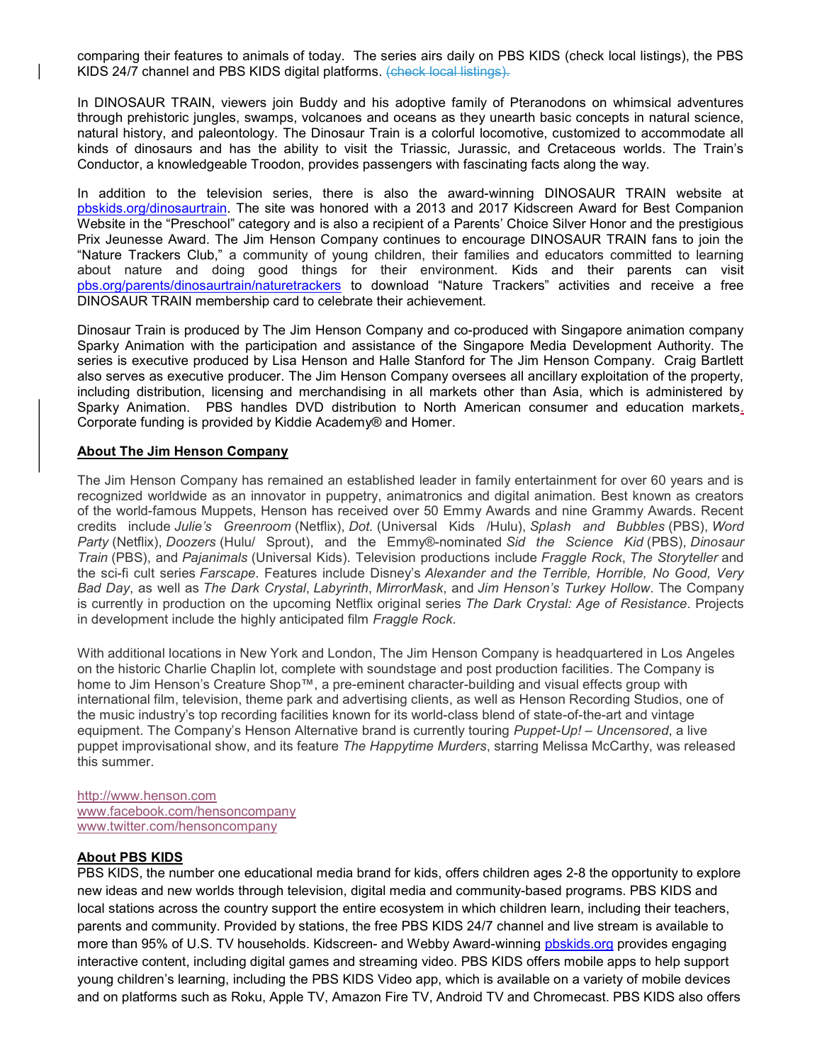comparing their features to animals of today. The series airs daily on PBS KIDS (check local listings), the PBS KIDS 24/7 channel and PBS KIDS digital platforms. (check local listings).

In DINOSAUR TRAIN, viewers join Buddy and his adoptive family of Pteranodons on whimsical adventures through prehistoric jungles, swamps, volcanoes and oceans as they unearth basic concepts in natural science, natural history, and paleontology. The Dinosaur Train is a colorful locomotive, customized to accommodate all kinds of dinosaurs and has the ability to visit the Triassic, Jurassic, and Cretaceous worlds. The Train's Conductor, a knowledgeable Troodon, provides passengers with fascinating facts along the way.

In addition to the television series, there is also the award-winning DINOSAUR TRAIN website at pbskids.org/dinosaurtrain. The site was honored with a 2013 and 2017 Kidscreen Award for Best Companion Website in the "Preschool" category and is also a recipient of a Parents' Choice Silver Honor and the prestigious Prix Jeunesse Award. The Jim Henson Company continues to encourage DINOSAUR TRAIN fans to join the "Nature Trackers Club," a community of young children, their families and educators committed to learning about nature and doing good things for their environment. Kids and their parents can visit pbs.org/parents/dinosaurtrain/naturetrackers to download "Nature Trackers" activities and receive a free DINOSAUR TRAIN membership card to celebrate their achievement.

Dinosaur Train is produced by The Jim Henson Company and co-produced with Singapore animation company Sparky Animation with the participation and assistance of the Singapore Media Development Authority. The series is executive produced by Lisa Henson and Halle Stanford for The Jim Henson Company. Craig Bartlett also serves as executive producer. The Jim Henson Company oversees all ancillary exploitation of the property, including distribution, licensing and merchandising in all markets other than Asia, which is administered by Sparky Animation. PBS handles DVD distribution to North American consumer and education markets. Corporate funding is provided by Kiddie Academy® and Homer.

**About The Jim Henson Company**

The Jim Henson Company has remained an established leader in family entertainment for over 60 years and is recognized worldwide as an innovator in puppetry, animatronics and digital animation. Best known as creators of the world-famous Muppets, Henson has received over 50 Emmy Awards and nine Grammy Awards. Recent credits include *Julie's Greenroom* (Netflix), *Dot.* (Universal Kids /Hulu), *Splash and Bubbles* (PBS), *Word Party* (Netflix), *Doozers* (Hulu/ Sprout), and the Emmy®-nominated *Sid the Science Kid* (PBS), *Dinosaur Train* (PBS), and *Pajanimals* (Universal Kids). Television productions include *Fraggle Rock*, *The Storyteller* and the sci-fi cult series *Farscape*. Features include Disney's *Alexander and the Terrible, Horrible, No Good, Very Bad Day*, as well as *The Dark Crystal*, *Labyrinth*, *MirrorMask*, and *Jim Henson's Turkey Hollow*. The Company is currently in production on the upcoming Netflix original series *The Dark Crystal: Age of Resistance*. Projects in development include the highly anticipated film *Fraggle Rock*.

With additional locations in New York and London, The Jim Henson Company is headquartered in Los Angeles on the historic Charlie Chaplin lot, complete with soundstage and post production facilities. The Company is home to Jim Henson's Creature Shop™, a pre-eminent character-building and visual effects group with international film, television, theme park and advertising clients, as well as Henson Recording Studios, one of the music industry's top recording facilities known for its world-class blend of state-of-the-art and vintage equipment. The Company's Henson Alternative brand is currently touring *Puppet-Up! – Uncensored*, a live puppet improvisational show, and its feature *The Happytime Murders*, starring Melissa McCarthy, was released this summer.

http://www.henson.com
www.facebook.com/hensoncompany
www.twitter.com/hensoncompany

**About PBS KIDS**

PBS KIDS, the number one educational media brand for kids, offers children ages 2-8 the opportunity to explore new ideas and new worlds through television, digital media and community-based programs. PBS KIDS and local stations across the country support the entire ecosystem in which children learn, including their teachers, parents and community. Provided by stations, the free PBS KIDS 24/7 channel and live stream is available to more than 95% of U.S. TV households. Kidscreen- and Webby Award-winning pbskids.org provides engaging interactive content, including digital games and streaming video. PBS KIDS offers mobile apps to help support young children's learning, including the PBS KIDS Video app, which is available on a variety of mobile devices and on platforms such as Roku, Apple TV, Amazon Fire TV, Android TV and Chromecast. PBS KIDS also offers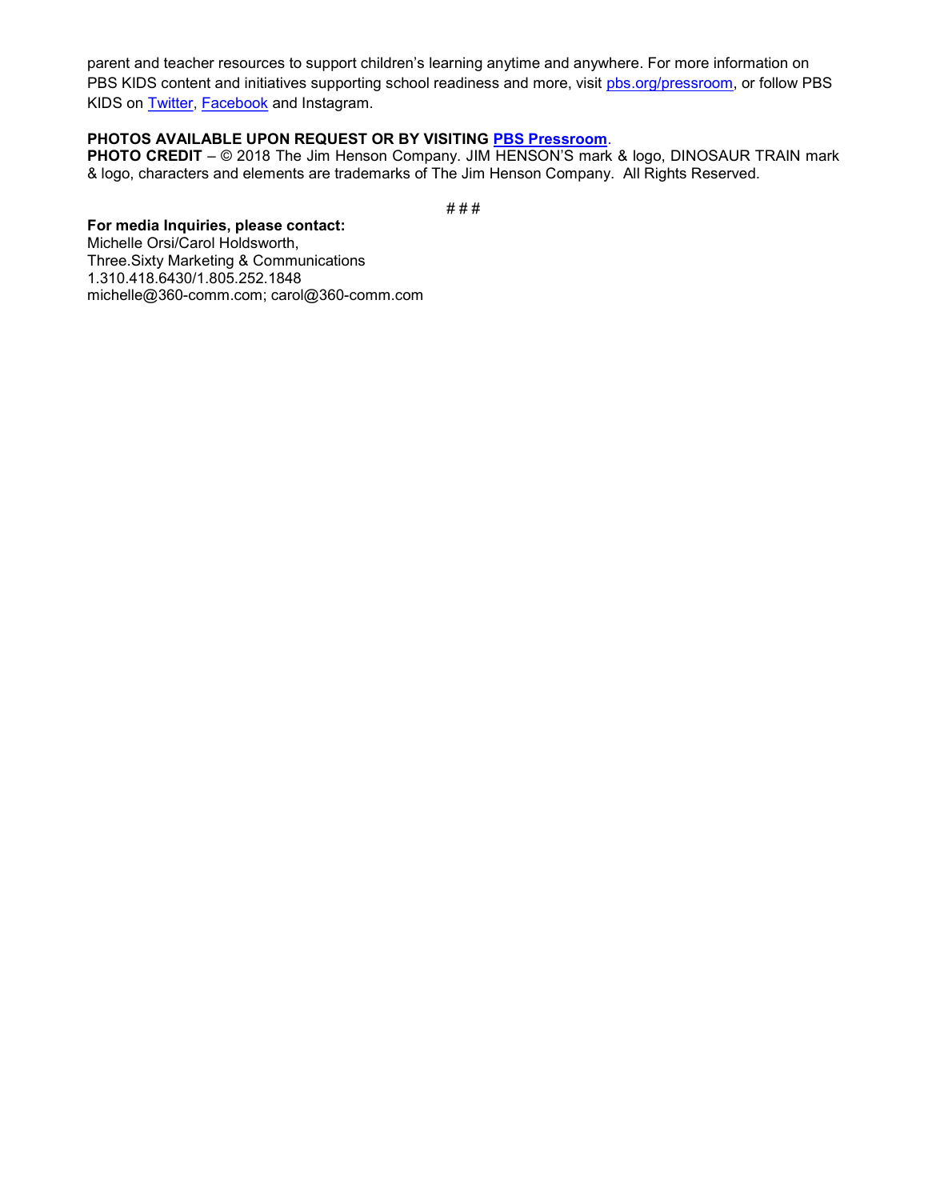parent and teacher resources to support children's learning anytime and anywhere. For more information on PBS KIDS content and initiatives supporting school readiness and more, visit pbs.org/pressroom, or follow PBS KIDS on Twitter, Facebook and Instagram.

**PHOTOS AVAILABLE UPON REQUEST OR BY VISITING PBS Pressroom.**
**PHOTO CREDIT** – © 2018 The Jim Henson Company. JIM HENSON'S mark & logo, DINOSAUR TRAIN mark & logo, characters and elements are trademarks of The Jim Henson Company. All Rights Reserved.

# # #

**For media Inquiries, please contact:**
Michelle Orsi/Carol Holdsworth,
Three.Sixty Marketing & Communications
1.310.418.6430/1.805.252.1848
michelle@360-comm.com; carol@360-comm.com